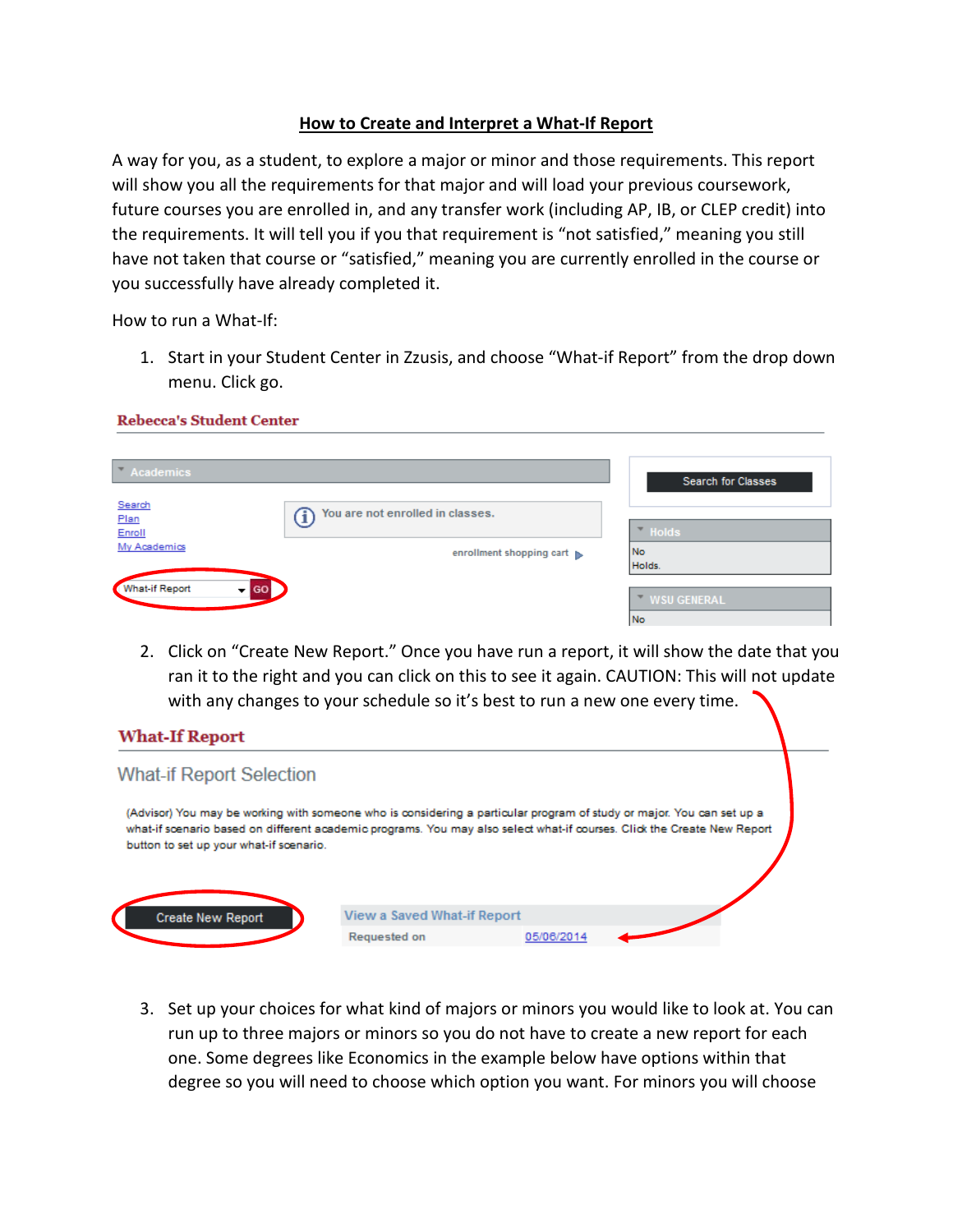# How to Create and Interpret a What-If Report

A way for you, as a student, to explore a major or minor and those requirements. This report will show you all the requirements for that major and will load your previous coursework, future courses you are enrolled in, and any transfer work (including AP, IB, or CLEP credit) into the requirements. It will tell you if you that requirement is "not satisfied," meaning you still have not taken that course or "satisfied," meaning you are currently enrolled in the course or you successfully have already completed it.

How to run a What-If:

1. Start in your Student Center in Zzusis, and choose "What-if Report" from the drop down menu. Click go.

Rebecca's Student Center

Academics

Search
Plan
Enroll
My Academics

You are not enrolled in classes.

enrollment shopping cart

What-if Report GO

Search for Classes

Holds

No Holds.

WSU GENERAL

No

2. Click on "Create New Report." Once you have run a report, it will show the date that you ran it to the right and you can click on this to see it again. CAUTION: This will not update with any changes to your schedule so it's best to run a new one every time.

What-If Report

What-if Report Selection

(Advisor) You may be working with someone who is considering a particular program of study or major. You can set up a what-if scenario based on different academic programs. You may also select what-if courses. Click the Create New Report button to set up your what-if scenario.

Create New Report

View a Saved What-if Report

Requested on 05/06/2014

3. Set up your choices for what kind of majors or minors you would like to look at. You can run up to three majors or minors so you do not have to create a new report for each one. Some degrees like Economics in the example below have options within that degree so you will need to choose which option you want. For minors you will choose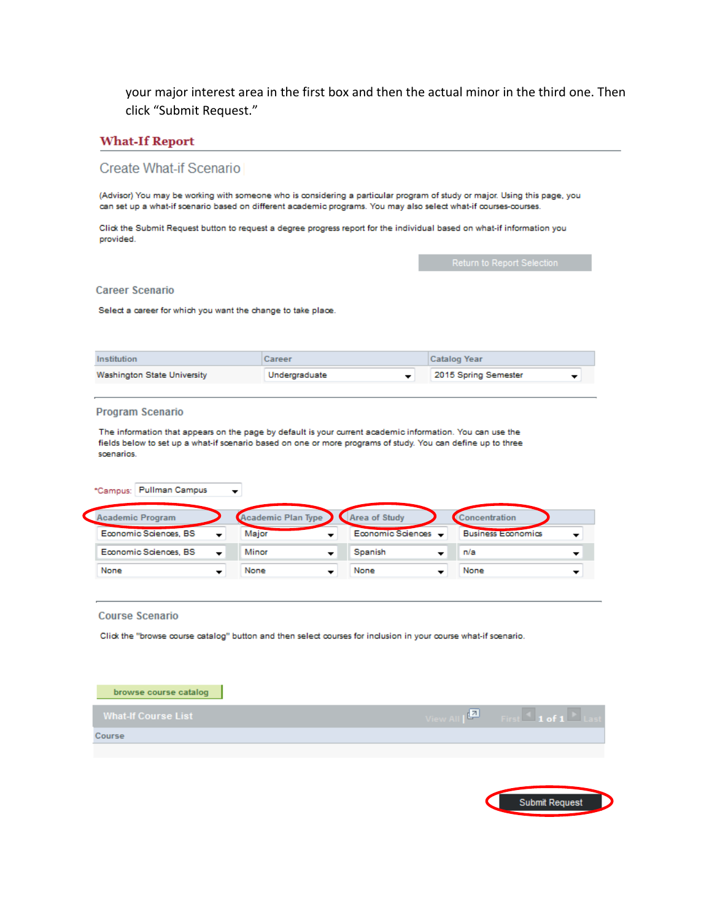your major interest area in the first box and then the actual minor in the third one. Then click "Submit Request."

## What-If Report

### Create What-if Scenario

(Advisor) You may be working with someone who is considering a particular program of study or major. Using this page, you can set up a what-if scenario based on different academic programs. You may also select what-if courses-courses.

Click the Submit Request button to request a degree progress report for the individual based on what-if information you provided.

Return to Report Selection

#### Career Scenario

Select a career for which you want the change to take place.

| Institution | Career | Catalog Year |
|---|---|---|
| Washington State University | Undergraduate | 2015 Spring Semester |

#### Program Scenario

The information that appears on the page by default is your current academic information. You can use the fields below to set up a what-if scenario based on one or more programs of study. You can define up to three scenarios.

*Campus: Pullman Campus

| Academic Program | Academic Plan Type | Area of Study | Concentration |
|---|---|---|---|
| Economic Sciences, BS | Major | Economic Sciences | Business Economics |
| Economic Sciences, BS | Minor | Spanish | n/a |
| None | None | None | None |

#### Course Scenario

Click the "browse course catalog" button and then select courses for inclusion in your course what-if scenario.

browse course catalog

| What-If Course List |
|---|
| Course |

Submit Request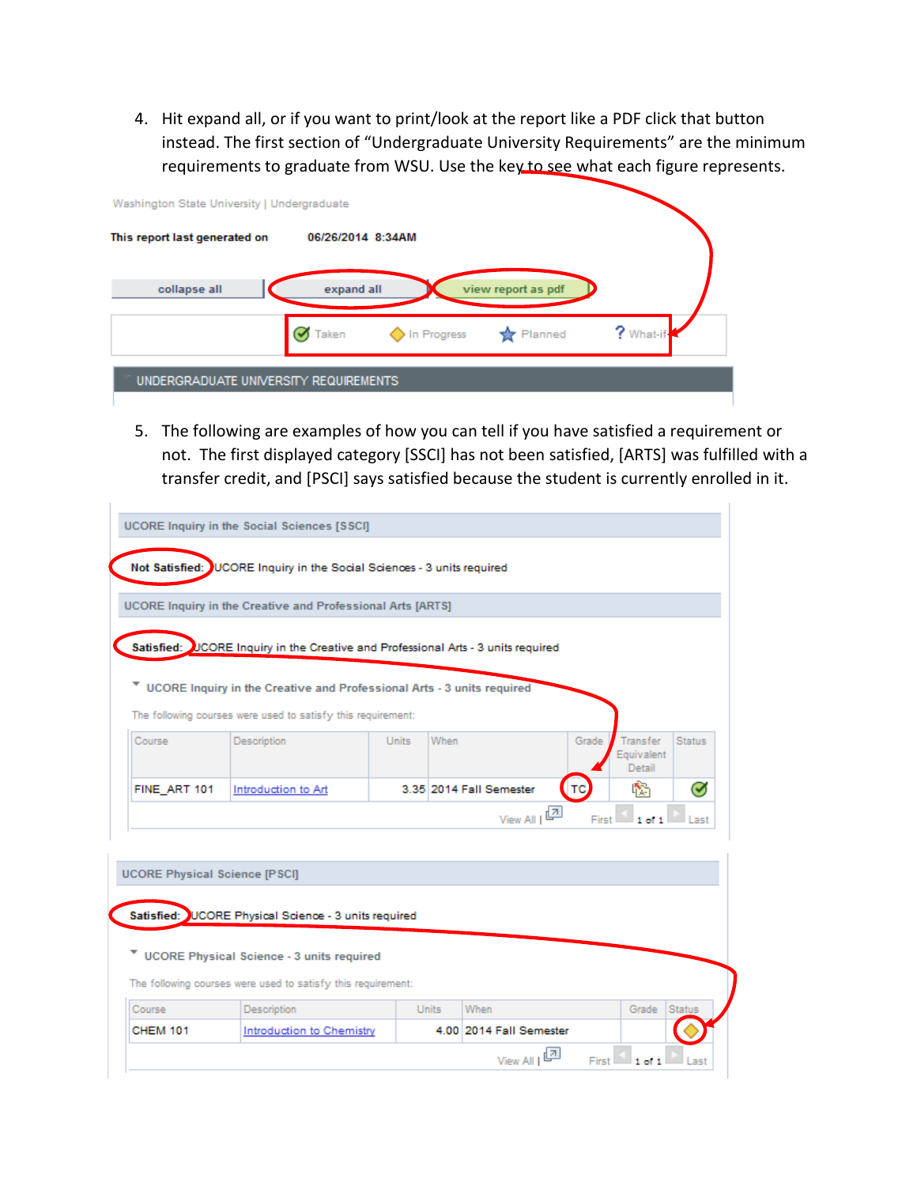4. Hit expand all, or if you want to print/look at the report like a PDF click that button instead. The first section of "Undergraduate University Requirements" are the minimum requirements to graduate from WSU. Use the key to see what each figure represents.

Washington State University | Undergraduate

**This report last generated on** 06/26/2014 8:34AM

collapse all | expand all | view report as pdf

Taken | In Progress | Planned | What-if

UNDERGRADUATE UNIVERSITY REQUIREMENTS

5. The following are examples of how you can tell if you have satisfied a requirement or not. The first displayed category [SSCI] has not been satisfied, [ARTS] was fulfilled with a transfer credit, and [PSCI] says satisfied because the student is currently enrolled in it.

**UCORE Inquiry in the Social Sciences [SSCI]**

**Not Satisfied:** UCORE Inquiry in the Social Sciences - 3 units required

**UCORE Inquiry in the Creative and Professional Arts [ARTS]**

**Satisfied:** UCORE Inquiry in the Creative and Professional Arts - 3 units required

UCORE Inquiry in the Creative and Professional Arts - 3 units required

The following courses were used to satisfy this requirement:

| Course | Description | Units | When | Grade | Transfer Equivalent Detail | Status |
|---|---|---|---|---|---|---|
| FINE_ART 101 | Introduction to Art | 3.35 | 2014 Fall Semester | TC | | Taken |

View All | First 1 of 1 Last

**UCORE Physical Science [PSCI]**

**Satisfied:** UCORE Physical Science - 3 units required

UCORE Physical Science - 3 units required

The following courses were used to satisfy this requirement:

| Course | Description | Units | When | Grade | Status |
|---|---|---|---|---|---|
| CHEM 101 | Introduction to Chemistry | 4.00 | 2014 Fall Semester | | In Progress |

View All | First 1 of 1 Last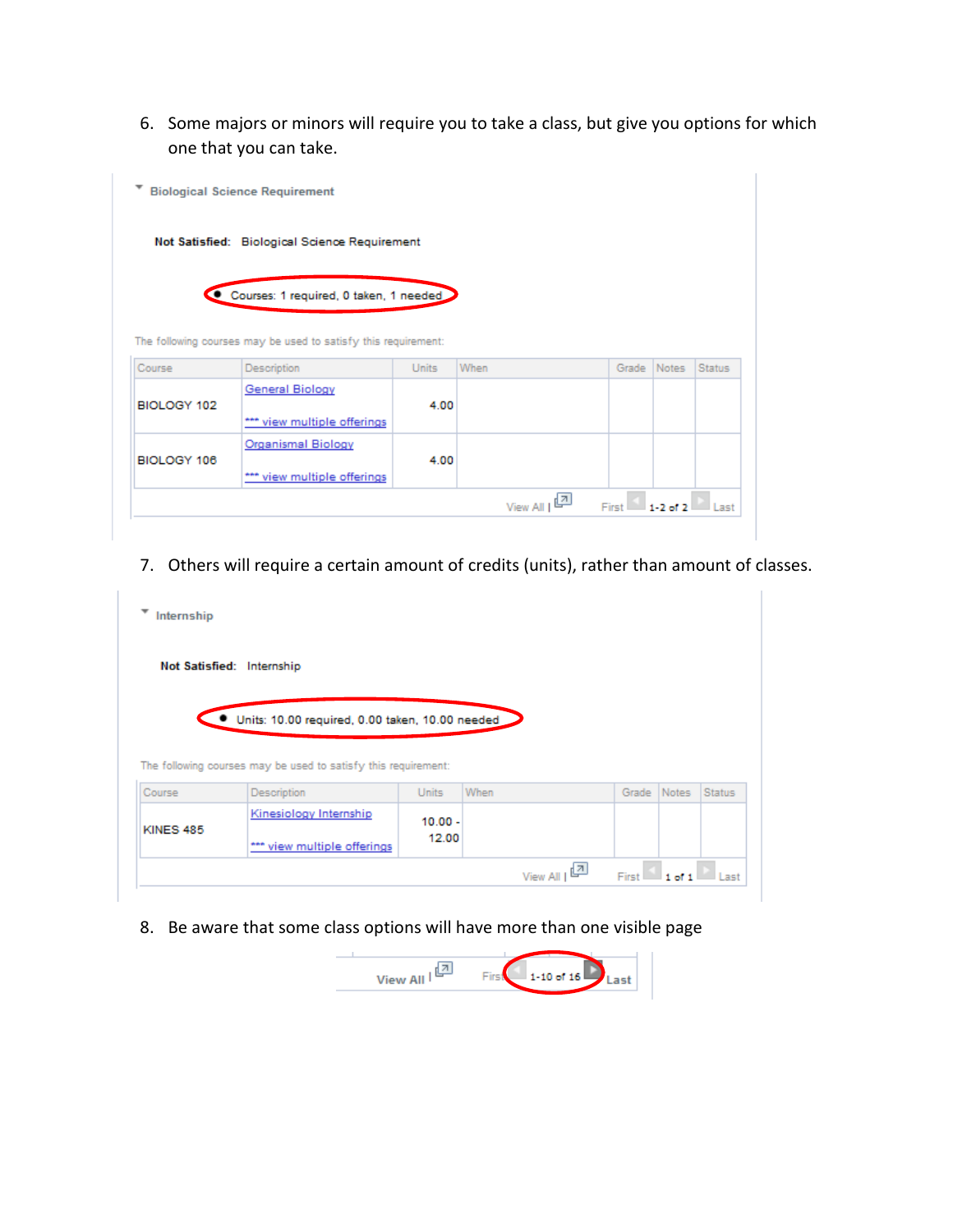6. Some majors or minors will require you to take a class, but give you options for which one that you can take.

Biological Science Requirement

**Not Satisfied:** Biological Science Requirement

- Courses: 1 required, 0 taken, 1 needed

The following courses may be used to satisfy this requirement:

| Course | Description | Units | When | Grade | Notes | Status |
|---|---|---|---|---|---|---|
| BIOLOGY 102 | General Biology<br>*** view multiple offerings | 4.00 | | | | |
| BIOLOGY 106 | Organismal Biology<br>*** view multiple offerings | 4.00 | | | | |

View All | First 1-2 of 2 Last

7. Others will require a certain amount of credits (units), rather than amount of classes.

Internship

**Not Satisfied:** Internship

- Units: 10.00 required, 0.00 taken, 10.00 needed

The following courses may be used to satisfy this requirement:

| Course | Description | Units | When | Grade | Notes | Status |
|---|---|---|---|---|---|---|
| KINES 485 | Kinesiology Internship<br>*** view multiple offerings | 10.00 - 12.00 | | | | |

View All | First 1 of 1 Last

8. Be aware that some class options will have more than one visible page

View All | First 1-10 of 16 Last